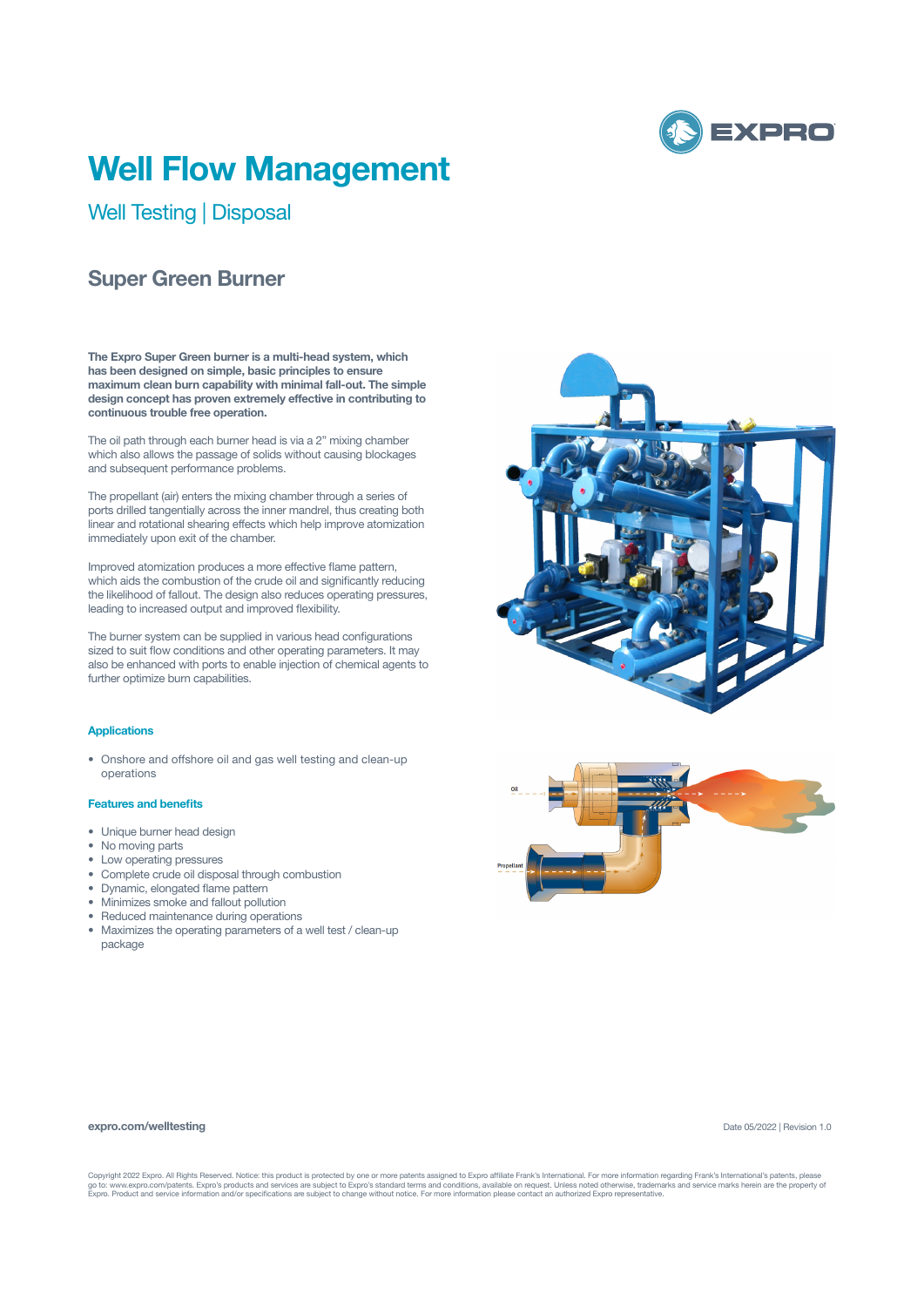# Well Flow Management

## Well Testing | Disposal

### Super Green Burner

**The Expro Super Green burner is a multi-head system, which has been designed on simple, basic principles to ensure maximum clean burn capability with minimal fall-out. The simple design concept has proven extremely effective in contributing to continuous trouble free operation.**

The oil path through each burner head is via a 2" mixing chamber which also allows the passage of solids without causing blockages and subsequent performance problems.

The propellant (air) enters the mixing chamber through a series of ports drilled tangentially across the inner mandrel, thus creating both linear and rotational shearing effects which help improve atomization immediately upon exit of the chamber.

Improved atomization produces a more effective flame pattern, which aids the combustion of the crude oil and significantly reducing the likelihood of fallout. The design also reduces operating pressures, leading to increased output and improved flexibility.

The burner system can be supplied in various head configurations sized to suit flow conditions and other operating parameters. It may also be enhanced with ports to enable injection of chemical agents to further optimize burn capabilities.

#### Applications

- Onshore and offshore oil and gas well testing and clean-up operations

#### Features and benefits

- Unique burner head design
- No moving parts
- Low operating pressures
- Complete crude oil disposal through combustion
- Dynamic, elongated flame pattern
- Minimizes smoke and fallout pollution
- Reduced maintenance during operations
- Maximizes the operating parameters of a well test / clean-up package

Oil

Propellant

**expro.com/welltesting**

Date 05/2022 | Revision 1.0

Copyright 2022 Expro. All Rights Reserved. Notice: this product is protected by one or more patents assigned to Expro affiliate Frank's International. For more information regarding Frank's International's patents, please go to: www.expro.com/patents. Expro's products and services are subject to Expro's standard terms and conditions, available on request. Unless noted otherwise, trademarks and service marks herein are the property of Expro. Product and service information and/or specifications are subject to change without notice. For more information please contact an authorized Expro representative.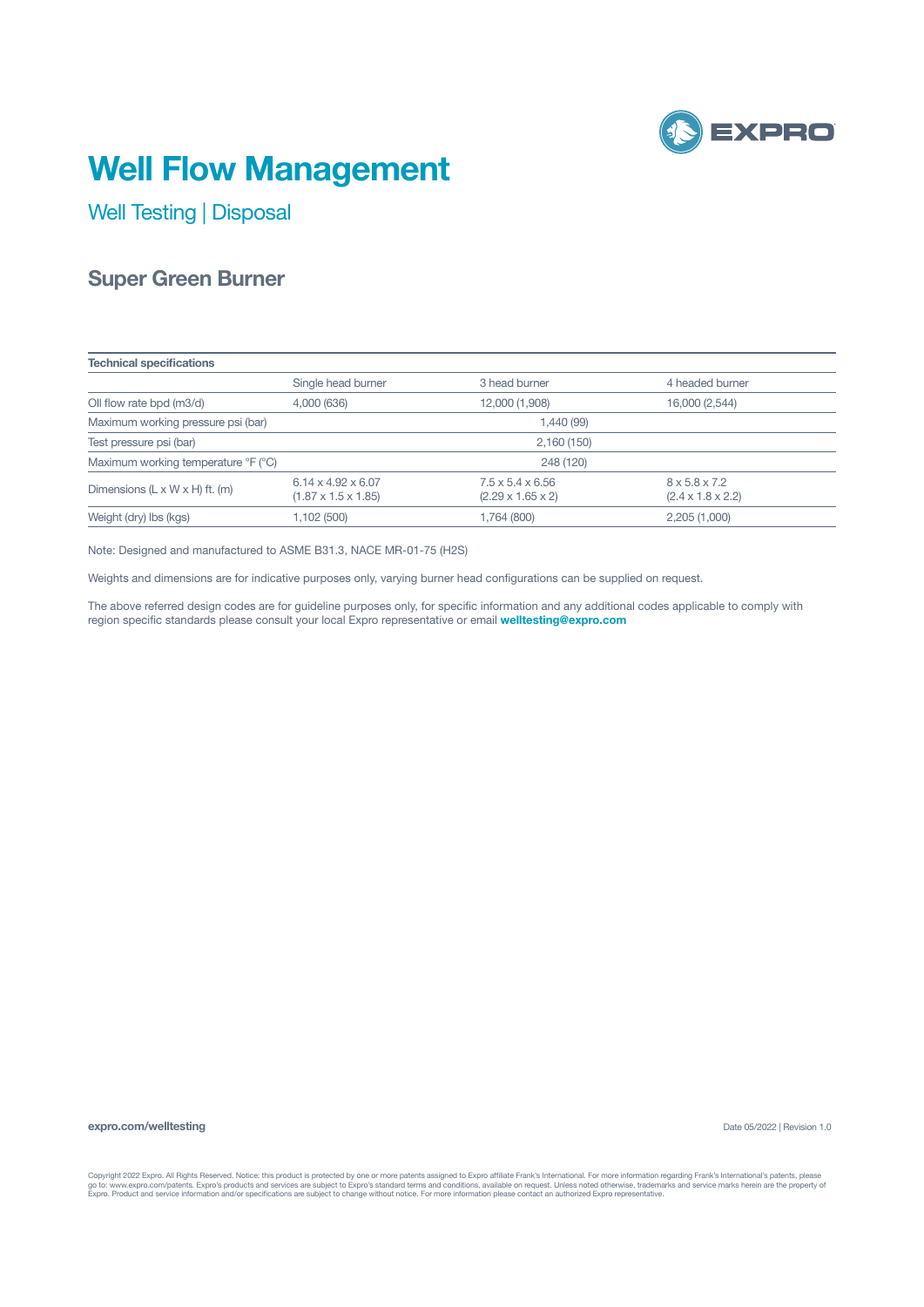# Well Flow Management

## Well Testing | Disposal

### Super Green Burner

| Technical specifications | | | |
|---|---|---|---|
| | Single head burner | 3 head burner | 4 headed burner |
| Oil flow rate bpd (m3/d) | 4,000 (636) | 12,000 (1,908) | 16,000 (2,544) |
| Maximum working pressure psi (bar) | | 1,440 (99) | |
| Test pressure psi (bar) | | 2,160 (150) | |
| Maximum working temperature °F (°C) | | 248 (120) | |
| Dimensions (L x W x H) ft. (m) | 6.14 x 4.92 x 6.07 (1.87 x 1.5 x 1.85) | 7.5 x 5.4 x 6.56 (2.29 x 1.65 x 2) | 8 x 5.8 x 7.2 (2.4 x 1.8 x 2.2) |
| Weight (dry) lbs (kgs) | 1,102 (500) | 1,764 (800) | 2,205 (1,000) |

Note: Designed and manufactured to ASME B31.3, NACE MR-01-75 ($H_2S$)

Weights and dimensions are for indicative purposes only, varying burner head configurations can be supplied on request.

The above referred design codes are for guideline purposes only, for specific information and any additional codes applicable to comply with region specific standards please consult your local Expro representative or email **welltesting@expro.com**

**expro.com/welltesting**

Date 05/2022 | Revision 1.0

Copyright 2022 Expro. All Rights Reserved. Notice: this product is protected by one or more patents assigned to Expro affiliate Frank's International. For more information regarding Frank's International's patents, please go to: www.expro.com/patents. Expro's products and services are subject to Expro's standard terms and conditions, available on request. Unless noted otherwise, trademarks and service marks herein are the property of Expro. Product and service information and/or specifications are subject to change without notice. For more information please contact an authorized Expro representative.